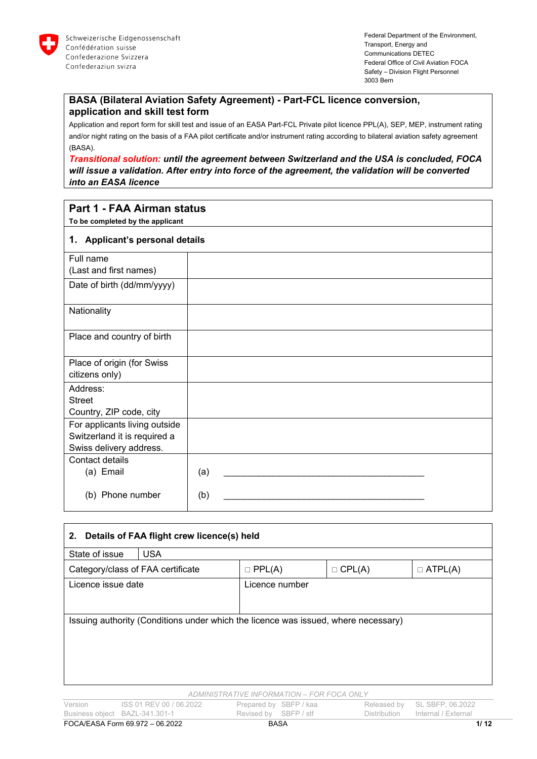Schweizerische Eidgenossenschaft
Confédération suisse
Confederazione Svizzera
Confederaziun svizra

Federal Department of the Environment, Transport, Energy and Communications DETEC
Federal Office of Civil Aviation FOCA
Safety – Division Flight Personnel
3003 Bern

## BASA (Bilateral Aviation Safety Agreement) - Part-FCL licence conversion, application and skill test form

Application and report form for skill test and issue of an EASA Part-FCL Private pilot licence PPL(A), SEP, MEP, instrument rating and/or night rating on the basis of a FAA pilot certificate and/or instrument rating according to bilateral aviation safety agreement (BASA).

***Transitional solution:* until the agreement between Switzerland and the USA is concluded, FOCA will issue a validation. After entry into force of the agreement, the validation will be converted into an EASA licence**

## Part 1 - FAA Airman status

**To be completed by the applicant**

### 1. Applicant's personal details

| Field | |
|---|---|
| Full name (Last and first names) | |
| Date of birth (dd/mm/yyyy) | |
| Nationality | |
| Place and country of birth | |
| Place of origin (for Swiss citizens only) | |
| Address: Street Country, ZIP code, city | |
| For applicants living outside Switzerland it is required a Swiss delivery address. | |
| Contact details (a) Email (b) Phone number | (a) ________________________________________ (b) ________________________________________ |

### 2. Details of FAA flight crew licence(s) held

| State of issue | USA | | |
|---|---|---|---|
| Category/class of FAA certificate | □ PPL(A) | □ CPL(A) | □ ATPL(A) |
| Licence issue date | Licence number | | |
| Issuing authority (Conditions under which the licence was issued, where necessary) | | | |

*ADMINISTRATIVE INFORMATION – FOR FOCA ONLY*

| Version | ISS 01 REV 00 / 06.2022 | Prepared by | SBFP / kaa | Released by | SL SBFP, 06.2022 |
|---|---|---|---|---|---|
| Business object | BAZL-341.301-1 | Revised by | SBFP / stf | Distribution | Internal / External |

FOCA/EASA Form 69.972 – 06.2022 BASA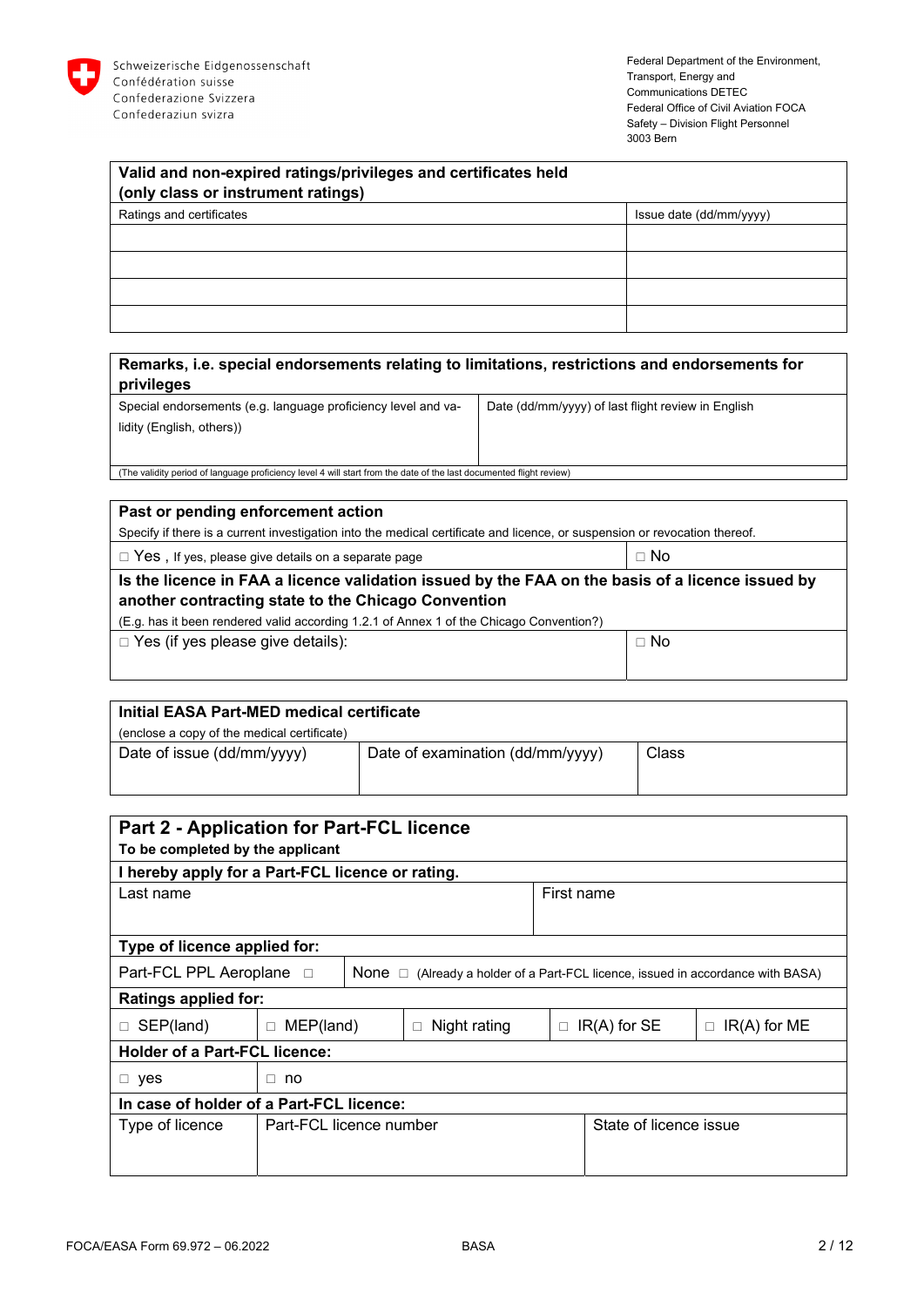Schweizerische Eidgenossenschaft
Confédération suisse
Confederazione Svizzera
Confederaziun svizra

Federal Department of the Environment, Transport, Energy and Communications DETEC
Federal Office of Civil Aviation FOCA
Safety – Division Flight Personnel
3003 Bern

| **Valid and non-expired ratings/privileges and certificates held (only class or instrument ratings)** | |
|---|---|
| Ratings and certificates | Issue date (dd/mm/yyyy) |
| | |
| | |
| | |
| | |

| **Remarks, i.e. special endorsements relating to limitations, restrictions and endorsements for privileges** | |
|---|---|
| Special endorsements (e.g. language proficiency level and validity (English, others)) | Date (dd/mm/yyyy) of last flight review in English |
| (The validity period of language proficiency level 4 will start from the date of the last documented flight review) | |

| **Past or pending enforcement action** | |
|---|---|
| Specify if there is a current investigation into the medical certificate and licence, or suspension or revocation thereof. | |
| □ Yes , If yes, please give details on a separate page | □ No |
| **Is the licence in FAA a licence validation issued by the FAA on the basis of a licence issued by another contracting state to the Chicago Convention** (E.g. has it been rendered valid according 1.2.1 of Annex 1 of the Chicago Convention?) | |
| □ Yes (if yes please give details): | □ No |

| **Initial EASA Part-MED medical certificate** (enclose a copy of the medical certificate) | | |
|---|---|---|
| Date of issue (dd/mm/yyyy) | Date of examination (dd/mm/yyyy) | Class |

## Part 2 - Application for Part-FCL licence

**To be completed by the applicant**

**I hereby apply for a Part-FCL licence or rating.**

| Last name | First name |
|---|---|
| | |

**Type of licence applied for:**

| Part-FCL PPL Aeroplane □ | None □ (Already a holder of a Part-FCL licence, issued in accordance with BASA) |
|---|---|

**Ratings applied for:**

| □ SEP(land) | □ MEP(land) | □ Night rating | □ IR(A) for SE | □ IR(A) for ME |
|---|---|---|---|---|

**Holder of a Part-FCL licence:**

| □ yes | □ no |
|---|---|

**In case of holder of a Part-FCL licence:**

| Type of licence | Part-FCL licence number | State of licence issue |
|---|---|---|
| | | |

FOCA/EASA Form 69.972 – 06.2022 BASA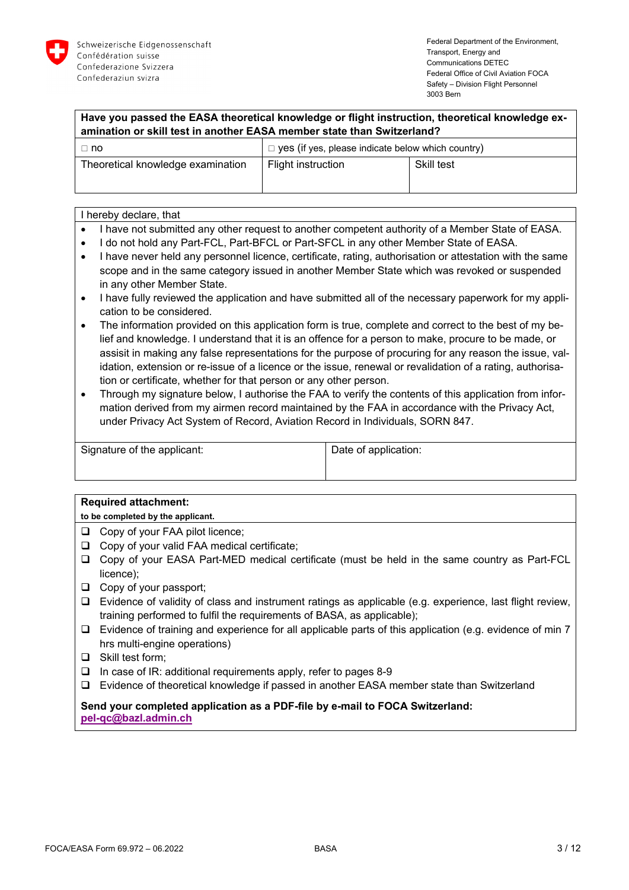Schweizerische Eidgenossenschaft
Confédération suisse
Confederazione Svizzera
Confederaziun svizra

Federal Department of the Environment, Transport, Energy and Communications DETEC
Federal Office of Civil Aviation FOCA
Safety – Division Flight Personnel
3003 Bern

| **Have you passed the EASA theoretical knowledge or flight instruction, theoretical knowledge examination or skill test in another EASA member state than Switzerland?** | | |
|---|---|---|
| □ no | □ yes (if yes, please indicate below which country) | |
| Theoretical knowledge examination | Flight instruction | Skill test |

I hereby declare, that

- I have not submitted any other request to another competent authority of a Member State of EASA.
- I do not hold any Part-FCL, Part-BFCL or Part-SFCL in any other Member State of EASA.
- I have never held any personnel licence, certificate, rating, authorisation or attestation with the same scope and in the same category issued in another Member State which was revoked or suspended in any other Member State.
- I have fully reviewed the application and have submitted all of the necessary paperwork for my application to be considered.
- The information provided on this application form is true, complete and correct to the best of my belief and knowledge. I understand that it is an offence for a person to make, procure to be made, or assisit in making any false representations for the purpose of procuring for any reason the issue, validation, extension or re-issue of a licence or the issue, renewal or revalidation of a rating, authorisation or certificate, whether for that person or any other person.
- Through my signature below, I authorise the FAA to verify the contents of this application from information derived from my airmen record maintained by the FAA in accordance with the Privacy Act, under Privacy Act System of Record, Aviation Record in Individuals, SORN 847.

| Signature of the applicant: | Date of application: |
|---|---|
| | |

**Required attachment:**
**to be completed by the applicant.**

- ❑ Copy of your FAA pilot licence;
- ❑ Copy of your valid FAA medical certificate;
- ❑ Copy of your EASA Part-MED medical certificate (must be held in the same country as Part-FCL licence);
- ❑ Copy of your passport;
- ❑ Evidence of validity of class and instrument ratings as applicable (e.g. experience, last flight review, training performed to fulfil the requirements of BASA, as applicable);
- ❑ Evidence of training and experience for all applicable parts of this application (e.g. evidence of min 7 hrs multi-engine operations)
- ❑ Skill test form;
- ❑ In case of IR: additional requirements apply, refer to pages 8-9
- ❑ Evidence of theoretical knowledge if passed in another EASA member state than Switzerland

**Send your completed application as a PDF-file by e-mail to FOCA Switzerland:**
**pel-qc@bazl.admin.ch**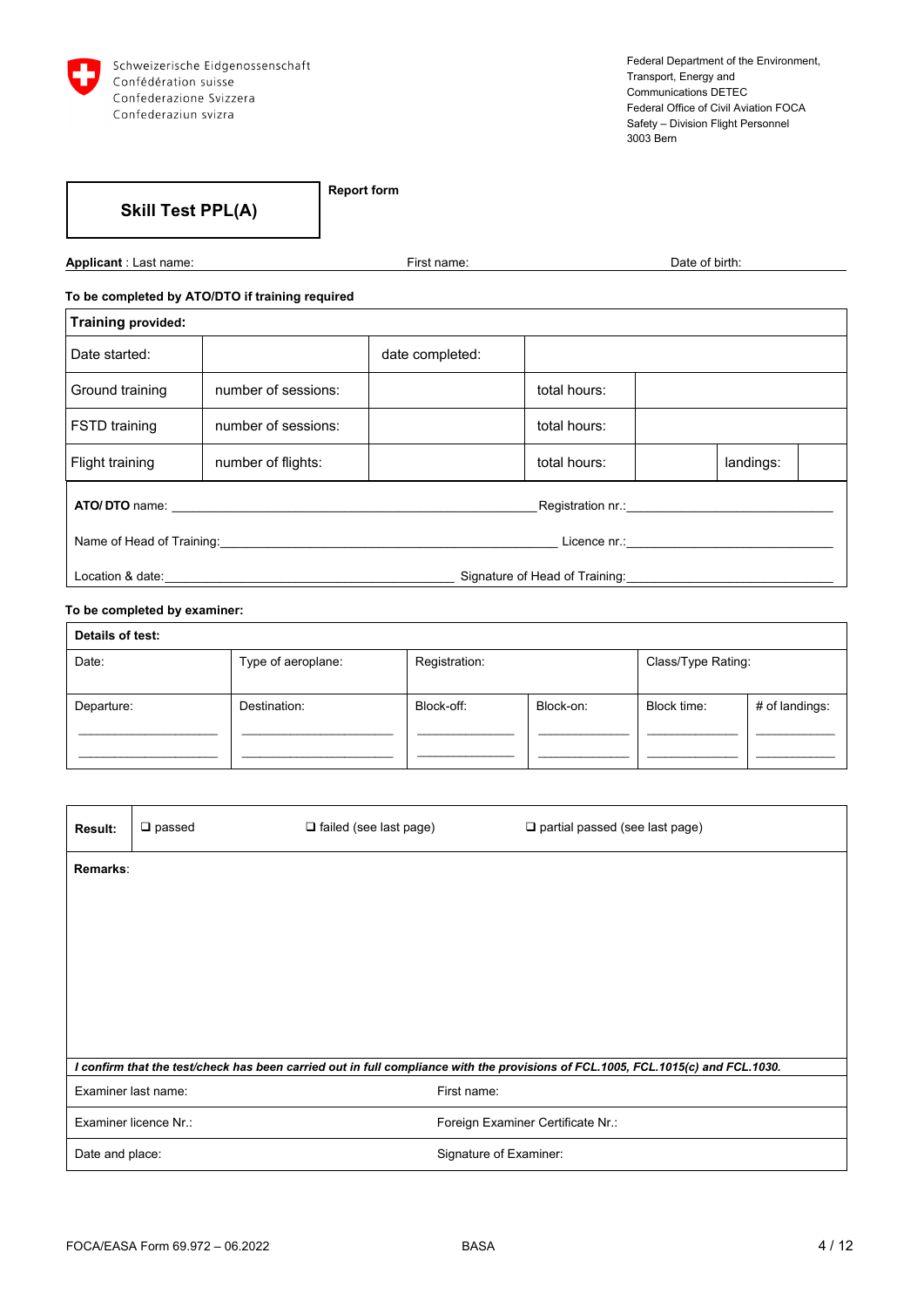Schweizerische Eidgenossenschaft
Confédération suisse
Confederazione Svizzera
Confederaziun svizra

Federal Department of the Environment, Transport, Energy and Communications DETEC
Federal Office of Civil Aviation FOCA
Safety – Division Flight Personnel
3003 Bern

## Skill Test PPL(A)

**Report form**

**Applicant** : Last name: First name: Date of birth:

**To be completed by ATO/DTO if training required**

| **Training provided:** | | | | | | |
|---|---|---|---|---|---|---|
| Date started: | | date completed: | | | | |
| Ground training | number of sessions: | | total hours: | | | |
| FSTD training | number of sessions: | | total hours: | | | |
| Flight training | number of flights: | | total hours: | | landings: | |

**ATO/ DTO** name: \_\_\_\_\_\_\_\_\_\_\_\_\_\_\_\_\_\_\_\_ Registration nr.: \_\_\_\_\_\_\_\_\_\_\_\_\_\_\_\_\_\_\_\_

Name of Head of Training: \_\_\_\_\_\_\_\_\_\_\_\_\_\_\_\_\_\_\_\_ Licence nr.: \_\_\_\_\_\_\_\_\_\_\_\_\_\_\_\_\_\_\_\_

Location & date: \_\_\_\_\_\_\_\_\_\_\_\_\_\_\_\_\_\_\_\_ Signature of Head of Training: \_\_\_\_\_\_\_\_\_\_\_\_\_\_\_\_\_\_\_\_

**To be completed by examiner:**

| **Details of test:** | | | | | |
|---|---|---|---|---|---|
| Date: | Type of aeroplane: | Registration: | | Class/Type Rating: | |
| Departure: | Destination: | Block-off: | Block-on: | Block time: | # of landings: |
| \_\_\_\_\_\_\_\_\_\_ | \_\_\_\_\_\_\_\_\_\_ | \_\_\_\_\_\_\_\_\_\_ | \_\_\_\_\_\_\_\_\_\_ | \_\_\_\_\_\_\_\_\_\_ | \_\_\_\_\_\_\_\_\_\_ |
| \_\_\_\_\_\_\_\_\_\_ | \_\_\_\_\_\_\_\_\_\_ | \_\_\_\_\_\_\_\_\_\_ | \_\_\_\_\_\_\_\_\_\_ | \_\_\_\_\_\_\_\_\_\_ | \_\_\_\_\_\_\_\_\_\_ |

| **Result:** | ❑ passed | ❑ failed (see last page) | ❑ partial passed (see last page) |
|---|---|---|---|

**Remarks**:

*I confirm that the test/check has been carried out in full compliance with the provisions of FCL.1005, FCL.1015(c) and FCL.1030.*

| | |
|---|---|
| Examiner last name: | First name: |
| Examiner licence Nr.: | Foreign Examiner Certificate Nr.: |
| Date and place: | Signature of Examiner: |

FOCA/EASA Form 69.972 – 06.2022 BASA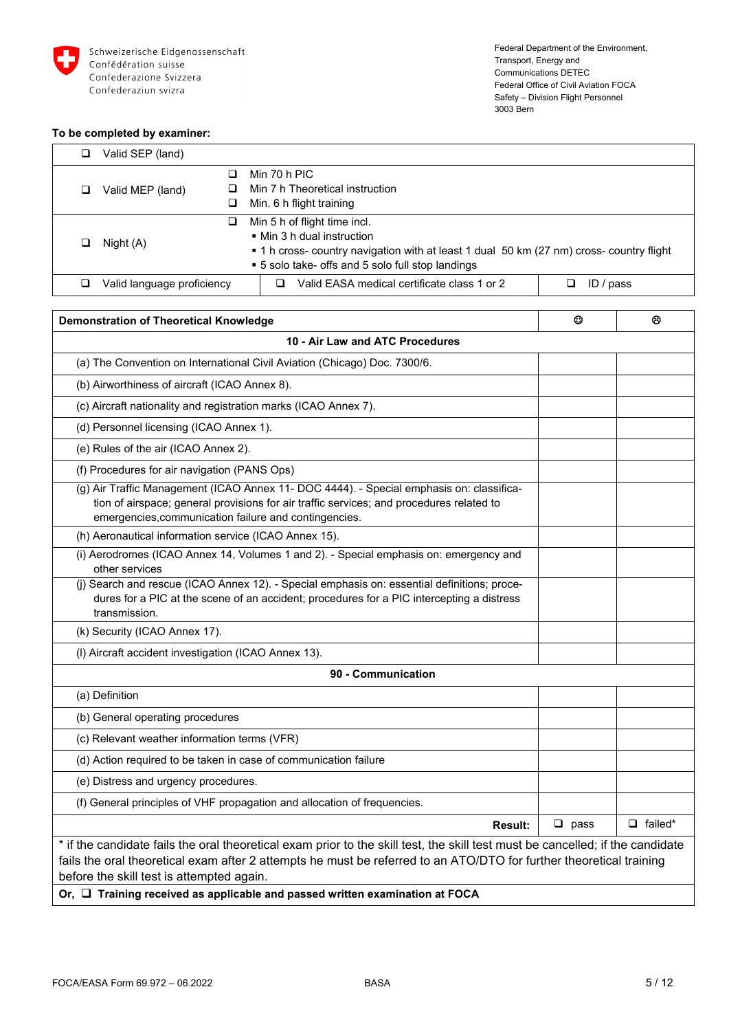Schweizerische Eidgenossenschaft
Confédération suisse
Confederazione Svizzera
Confederaziun svizra

Federal Department of the Environment, Transport, Energy and Communications DETEC
Federal Office of Civil Aviation FOCA
Safety – Division Flight Personnel
3003 Bern

**To be completed by examiner:**

| | | |
|---|---|---|
| ❑ Valid SEP (land) | | |
| ❑ Valid MEP (land) | ❑ Min 70 h PIC<br>❑ Min 7 h Theoretical instruction<br>❑ Min. 6 h flight training | |
| ❑ Night (A) | ❑ Min 5 h of flight time incl.<br>▪ Min 3 h dual instruction<br>▪ 1 h cross- country navigation with at least 1 dual 50 km (27 nm) cross- country flight<br>▪ 5 solo take- offs and 5 solo full stop landings | |
| ❑ Valid language proficiency | ❑ Valid EASA medical certificate class 1 or 2 | ❑ ID / pass |

| **Demonstration of Theoretical Knowledge** | ☺ | ☹ |
|---|---|---|
| **10 - Air Law and ATC Procedures** | | |
| (a) The Convention on International Civil Aviation (Chicago) Doc. 7300/6. | | |
| (b) Airworthiness of aircraft (ICAO Annex 8). | | |
| (c) Aircraft nationality and registration marks (ICAO Annex 7). | | |
| (d) Personnel licensing (ICAO Annex 1). | | |
| (e) Rules of the air (ICAO Annex 2). | | |
| (f) Procedures for air navigation (PANS Ops) | | |
| (g) Air Traffic Management (ICAO Annex 11- DOC 4444). - Special emphasis on: classification of airspace; general provisions for air traffic services; and procedures related to emergencies,communication failure and contingencies. | | |
| (h) Aeronautical information service (ICAO Annex 15). | | |
| (i) Aerodromes (ICAO Annex 14, Volumes 1 and 2). - Special emphasis on: emergency and other services | | |
| (j) Search and rescue (ICAO Annex 12). - Special emphasis on: essential definitions; procedures for a PIC at the scene of an accident; procedures for a PIC intercepting a distress transmission. | | |
| (k) Security (ICAO Annex 17). | | |
| (l) Aircraft accident investigation (ICAO Annex 13). | | |
| **90 - Communication** | | |
| (a) Definition | | |
| (b) General operating procedures | | |
| (c) Relevant weather information terms (VFR) | | |
| (d) Action required to be taken in case of communication failure | | |
| (e) Distress and urgency procedures. | | |
| (f) General principles of VHF propagation and allocation of frequencies. | | |
| **Result:** | ❑ pass | ❑ failed* |

\* if the candidate fails the oral theoretical exam prior to the skill test, the skill test must be cancelled; if the candidate fails the oral theoretical exam after 2 attempts he must be referred to an ATO/DTO for further theoretical training before the skill test is attempted again.

**Or, ❑ Training received as applicable and passed written examination at FOCA**

FOCA/EASA Form 69.972 – 06.2022 BASA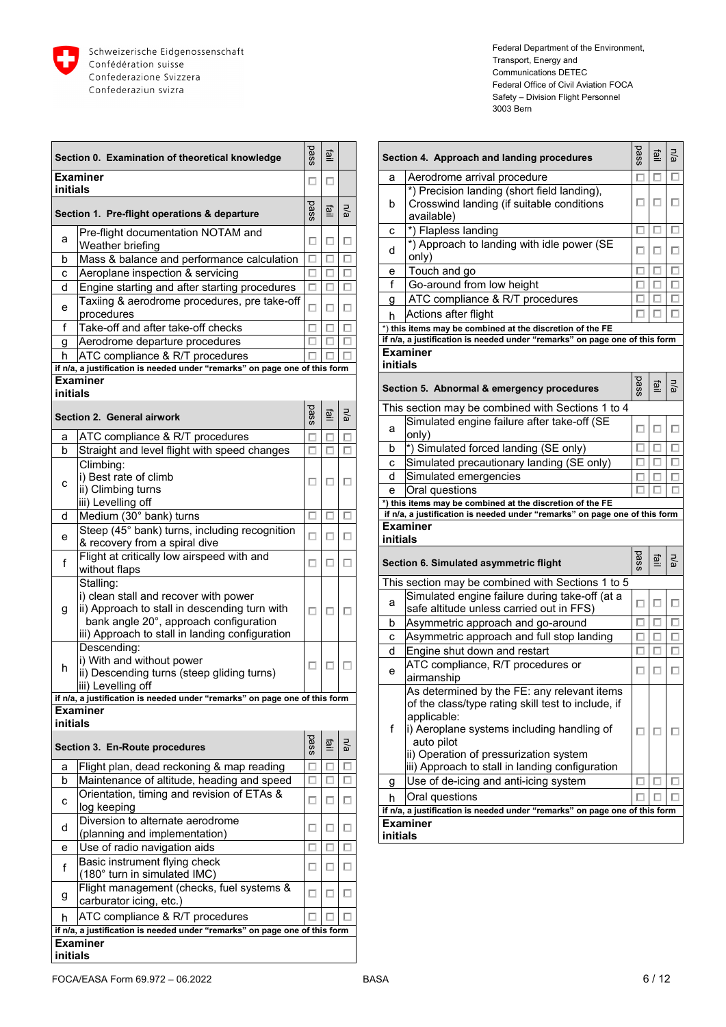Schweizerische Eidgenossenschaft
Confédération suisse
Confederazione Svizzera
Confederaziun svizra

Federal Department of the Environment, Transport, Energy and Communications DETEC
Federal Office of Civil Aviation FOCA
Safety – Division Flight Personnel
3003 Bern

| Section 0. Examination of theoretical knowledge | pass | fail |
|---|---|---|
| **Examiner initials** | ☐ | ☐ |

| | Section 1. Pre-flight operations & departure | pass | fail | n/a |
|---|---|---|---|---|
| a | Pre-flight documentation NOTAM and Weather briefing | ☐ | ☐ | ☐ |
| b | Mass & balance and performance calculation | ☐ | ☐ | ☐ |
| c | Aeroplane inspection & servicing | ☐ | ☐ | ☐ |
| d | Engine starting and after starting procedures | ☐ | ☐ | ☐ |
| e | Taxiing & aerodrome procedures, pre take-off procedures | ☐ | ☐ | ☐ |
| f | Take-off and after take-off checks | ☐ | ☐ | ☐ |
| g | Aerodrome departure procedures | ☐ | ☐ | ☐ |
| h | ATC compliance & R/T procedures | ☐ | ☐ | ☐ |
| | **if n/a, a justification is needed under "remarks" on page one of this form** | | | |
| | **Examiner initials** | | | |

| | Section 2. General airwork | pass | fail | n/a |
|---|---|---|---|---|
| a | ATC compliance & R/T procedures | ☐ | ☐ | ☐ |
| b | Straight and level flight with speed changes | ☐ | ☐ | ☐ |
| c | Climbing:<br>i) Best rate of climb<br>ii) Climbing turns<br>iii) Levelling off | ☐ | ☐ | ☐ |
| d | Medium (30° bank) turns | ☐ | ☐ | ☐ |
| e | Steep (45° bank) turns, including recognition & recovery from a spiral dive | ☐ | ☐ | ☐ |
| f | Flight at critically low airspeed with and without flaps | ☐ | ☐ | ☐ |
| g | Stalling:<br>i) clean stall and recover with power<br>ii) Approach to stall in descending turn with bank angle 20°, approach configuration<br>iii) Approach to stall in landing configuration | ☐ | ☐ | ☐ |
| h | Descending:<br>i) With and without power<br>ii) Descending turns (steep gliding turns)<br>iii) Levelling off | ☐ | ☐ | ☐ |
| | **if n/a, a justification is needed under "remarks" on page one of this form** | | | |
| | **Examiner initials** | | | |

| | Section 3. En-Route procedures | pass | fail | n/a |
|---|---|---|---|---|
| a | Flight plan, dead reckoning & map reading | ☐ | ☐ | ☐ |
| b | Maintenance of altitude, heading and speed | ☐ | ☐ | ☐ |
| c | Orientation, timing and revision of ETAs & log keeping | ☐ | ☐ | ☐ |
| d | Diversion to alternate aerodrome (planning and implementation) | ☐ | ☐ | ☐ |
| e | Use of radio navigation aids | ☐ | ☐ | ☐ |
| f | Basic instrument flying check (180° turn in simulated IMC) | ☐ | ☐ | ☐ |
| g | Flight management (checks, fuel systems & carburator icing, etc.) | ☐ | ☐ | ☐ |
| h | ATC compliance & R/T procedures | ☐ | ☐ | ☐ |
| | **if n/a, a justification is needed under "remarks" on page one of this form** | | | |
| | **Examiner initials** | | | |

| | Section 4. Approach and landing procedures | pass | fail | n/a |
|---|---|---|---|---|
| a | Aerodrome arrival procedure | ☐ | ☐ | ☐ |
| b | *) Precision landing (short field landing), Crosswind landing (if suitable conditions available) | ☐ | ☐ | ☐ |
| c | *) Flapless landing | ☐ | ☐ | ☐ |
| d | *) Approach to landing with idle power (SE only) | ☐ | ☐ | ☐ |
| e | Touch and go | ☐ | ☐ | ☐ |
| f | Go-around from low height | ☐ | ☐ | ☐ |
| g | ATC compliance & R/T procedures | ☐ | ☐ | ☐ |
| h | Actions after flight | ☐ | ☐ | ☐ |
| | **\*) this items may be combined at the discretion of the FE** | | | |
| | **if n/a, a justification is needed under "remarks" on page one of this form** | | | |
| | **Examiner initials** | | | |

| | Section 5. Abnormal & emergency procedures | pass | fail | n/a |
|---|---|---|---|---|
| | This section may be combined with Sections 1 to 4 | | | |
| a | Simulated engine failure after take-off (SE only) | ☐ | ☐ | ☐ |
| b | *) Simulated forced landing (SE only) | ☐ | ☐ | ☐ |
| c | Simulated precautionary landing (SE only) | ☐ | ☐ | ☐ |
| d | Simulated emergencies | ☐ | ☐ | ☐ |
| e | Oral questions | ☐ | ☐ | ☐ |
| | **\*) this items may be combined at the discretion of the FE** | | | |
| | **if n/a, a justification is needed under "remarks" on page one of this form** | | | |
| | **Examiner initials** | | | |

| | Section 6. Simulated asymmetric flight | pass | fail | n/a |
|---|---|---|---|---|
| | This section may be combined with Sections 1 to 5 | | | |
| a | Simulated engine failure during take-off (at a safe altitude unless carried out in FFS) | ☐ | ☐ | ☐ |
| b | Asymmetric approach and go-around | ☐ | ☐ | ☐ |
| c | Asymmetric approach and full stop landing | ☐ | ☐ | ☐ |
| d | Engine shut down and restart | ☐ | ☐ | ☐ |
| e | ATC compliance, R/T procedures or airmanship | ☐ | ☐ | ☐ |
| f | As determined by the FE: any relevant items of the class/type rating skill test to include, if applicable:<br>i) Aeroplane systems including handling of auto pilot<br>ii) Operation of pressurization system<br>iii) Approach to stall in landing configuration | ☐ | ☐ | ☐ |
| g | Use of de-icing and anti-icing system | ☐ | ☐ | ☐ |
| h | Oral questions | ☐ | ☐ | ☐ |
| | **if n/a, a justification is needed under "remarks" on page one of this form** | | | |
| | **Examiner initials** | | | |

FOCA/EASA Form 69.972 – 06.2022 BASA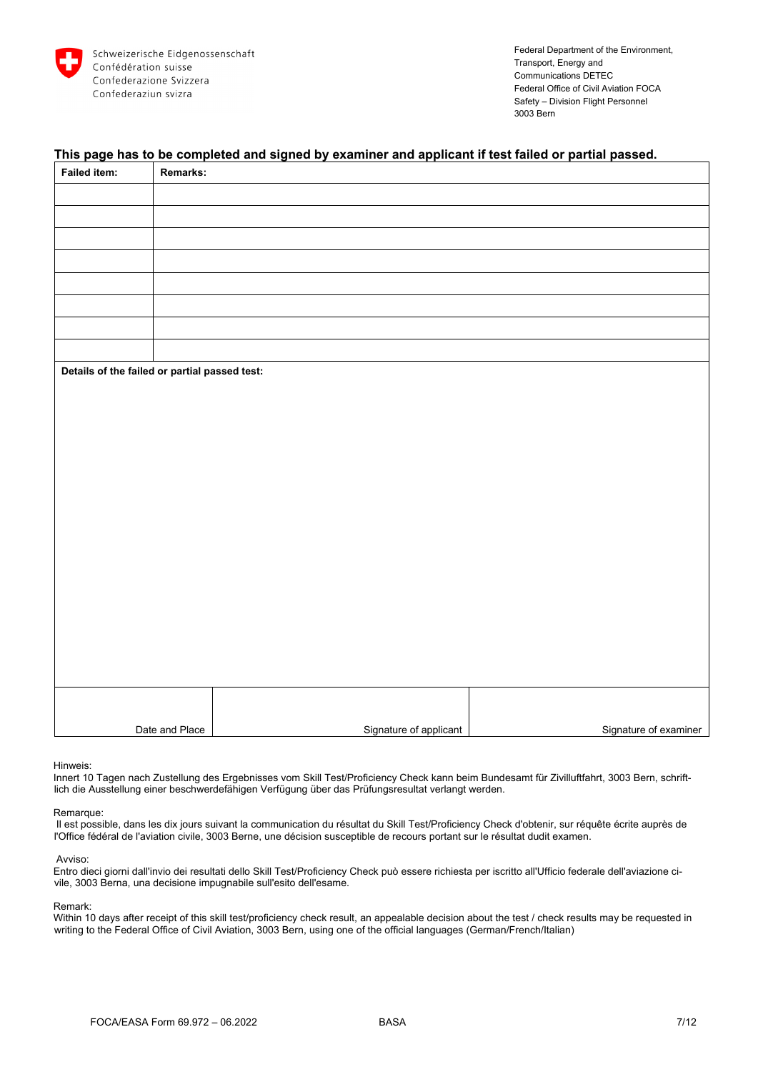Schweizerische Eidgenossenschaft
Confédération suisse
Confederazione Svizzera
Confederaziun svizra

Federal Department of the Environment, Transport, Energy and Communications DETEC
Federal Office of Civil Aviation FOCA
Safety – Division Flight Personnel
3003 Bern

**This page has to be completed and signed by examiner and applicant if test failed or partial passed.**

| Failed item: | Remarks: |
|---|---|
| | |
| | |
| | |
| | |
| | |
| | |
| | |
| | |

**Details of the failed or partial passed test:**

| Date and Place | Signature of applicant | Signature of examiner |
|---|---|---|
| | | |

Hinweis:
Innert 10 Tagen nach Zustellung des Ergebnisses vom Skill Test/Proficiency Check kann beim Bundesamt für Zivilluftfahrt, 3003 Bern, schriftlich die Ausstellung einer beschwerdefähigen Verfügung über das Prüfungsresultat verlangt werden.

Remarque:
Il est possible, dans les dix jours suivant la communication du résultat du Skill Test/Proficiency Check d'obtenir, sur réquête écrite auprès de l'Office fédéral de l'aviation civile, 3003 Berne, une décision susceptible de recours portant sur le résultat dudit examen.

Avviso:
Entro dieci giorni dall'invio dei resultati dello Skill Test/Proficiency Check può essere richiesta per iscritto all'Ufficio federale dell'aviazione civile, 3003 Berna, una decisione impugnabile sull'esito dell'esame.

Remark:
Within 10 days after receipt of this skill test/proficiency check result, an appealable decision about the test / check results may be requested in writing to the Federal Office of Civil Aviation, 3003 Bern, using one of the official languages (German/French/Italian)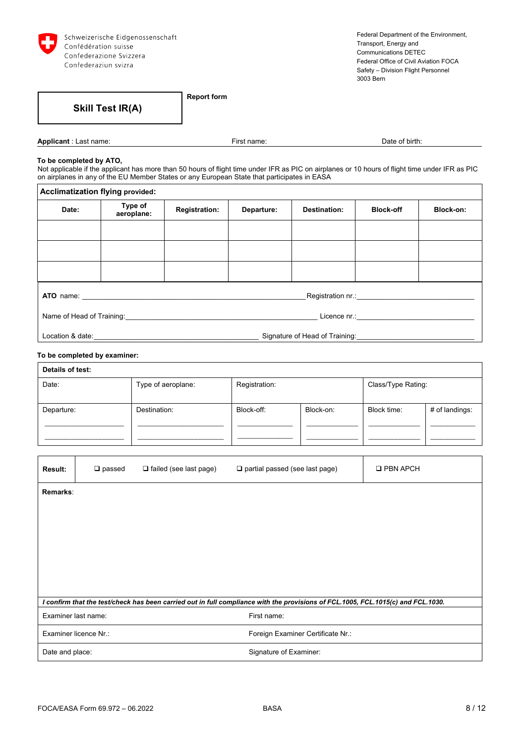Schweizerische Eidgenossenschaft
Confédération suisse
Confederazione Svizzera
Confederaziun svizra

Federal Department of the Environment, Transport, Energy and Communications DETEC
Federal Office of Civil Aviation FOCA
Safety – Division Flight Personnel
3003 Bern

## Skill Test IR(A)

**Report form**

**Applicant** : Last name: First name: Date of birth:

**To be completed by ATO,**
Not applicable if the applicant has more than 50 hours of flight time under IFR as PIC on airplanes or 10 hours of flight time under IFR as PIC on airplanes in any of the EU Member States or any European State that participates in EASA

**Acclimatization flying provided:**

| Date: | Type of aeroplane: | Registration: | Departure: | Destination: | Block-off | Block-on: |
|---|---|---|---|---|---|---|
| | | | | | | |
| | | | | | | |
| | | | | | | |

**ATO** name: ______________________________ Registration nr.: ______________________

Name of Head of Training: ______________________________ Licence nr.: ______________________

Location & date: ______________________________ Signature of Head of Training: ______________________

**To be completed by examiner:**

**Details of test:**

| Date: | Type of aeroplane: | Registration: | | Class/Type Rating: | |
|---|---|---|---|---|---|
| Departure: | Destination: | Block-off: | Block-on: | Block time: | # of landings: |
| ______ | ______ | ______ | ______ | ______ | ______ |
| ______ | ______ | ______ | ______ | ______ | ______ |

**Result:** ❑ passed ❑ failed (see last page) ❑ partial passed (see last page) ❑ PBN APCH

**Remarks**:

***I confirm that the test/check has been carried out in full compliance with the provisions of FCL.1005, FCL.1015(c) and FCL.1030.***

| Examiner last name: | First name: |
|---|---|
| Examiner licence Nr.: | Foreign Examiner Certificate Nr.: |
| Date and place: | Signature of Examiner: |

FOCA/EASA Form 69.972 – 06.2022 BASA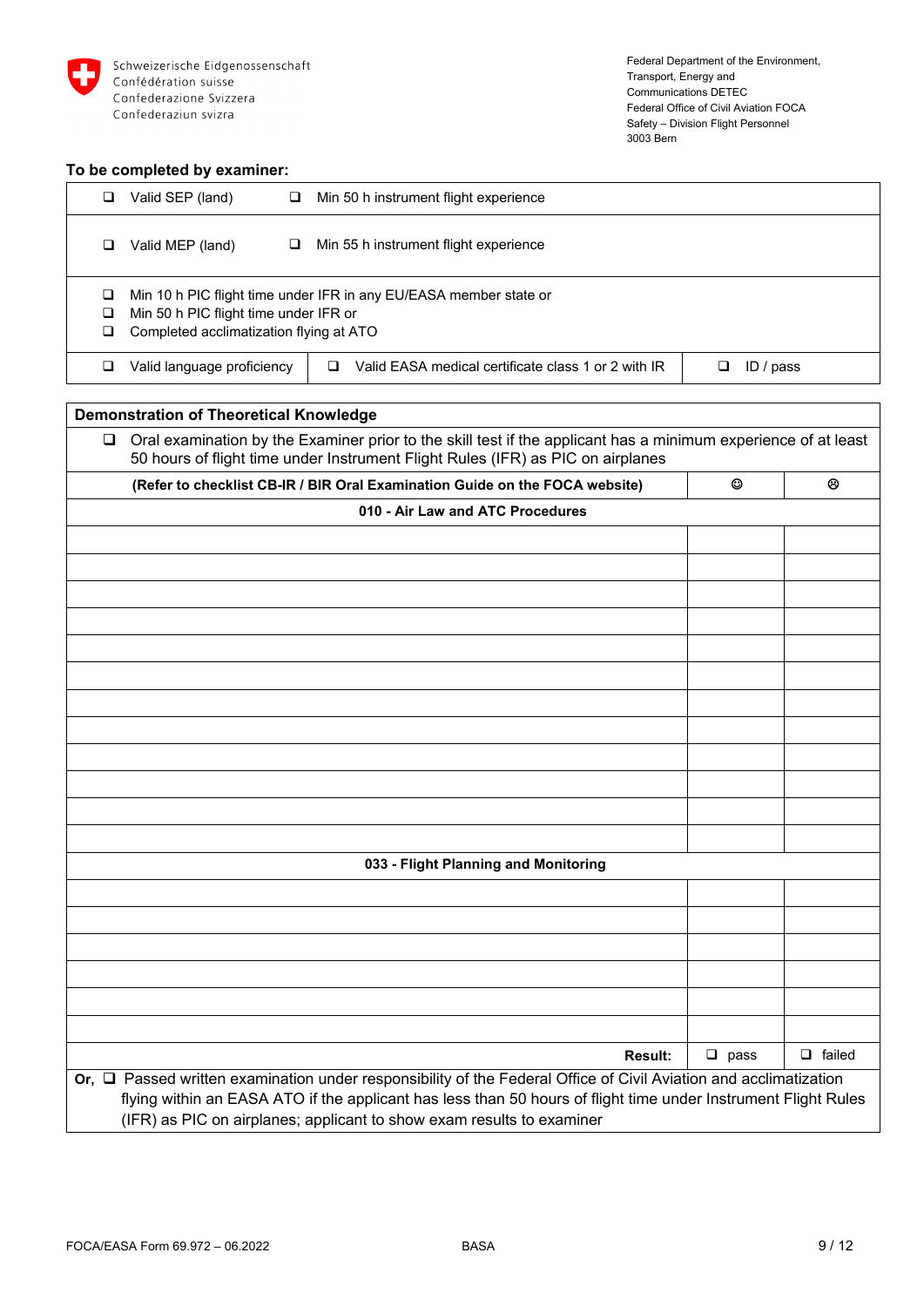Schweizerische Eidgenossenschaft
Confédération suisse
Confederazione Svizzera
Confederaziun svizra

Federal Department of the Environment, Transport, Energy and Communications DETEC
Federal Office of Civil Aviation FOCA
Safety – Division Flight Personnel
3003 Bern

**To be completed by examiner:**

| | | |
|---|---|---|
| ❑ Valid SEP (land) | ❑ Min 50 h instrument flight experience | |
| ❑ Valid MEP (land) | ❑ Min 55 h instrument flight experience | |
| ❑ Min 10 h PIC flight time under IFR in any EU/EASA member state or<br>❑ Min 50 h PIC flight time under IFR or<br>❑ Completed acclimatization flying at ATO | | |
| ❑ Valid language proficiency | ❑ Valid EASA medical certificate class 1 or 2 with IR | ❑ ID / pass |

| **Demonstration of Theoretical Knowledge** | | |
|---|---|---|
| ❑ Oral examination by the Examiner prior to the skill test if the applicant has a minimum experience of at least 50 hours of flight time under Instrument Flight Rules (IFR) as PIC on airplanes | | |
| **(Refer to checklist CB-IR / BIR Oral Examination Guide on the FOCA website)** | ☺ | ☹ |
| **010 - Air Law and ATC Procedures** | | |
| | | |
| | | |
| | | |
| | | |
| | | |
| | | |
| | | |
| | | |
| | | |
| | | |
| | | |
| | | |
| **033 - Flight Planning and Monitoring** | | |
| | | |
| | | |
| | | |
| | | |
| | | |
| | | |
| **Result:** | ❑ pass | ❑ failed |
| **Or,** ❑ Passed written examination under responsibility of the Federal Office of Civil Aviation and acclimatization flying within an EASA ATO if the applicant has less than 50 hours of flight time under Instrument Flight Rules (IFR) as PIC on airplanes; applicant to show exam results to examiner | | |

FOCA/EASA Form 69.972 – 06.2022 BASA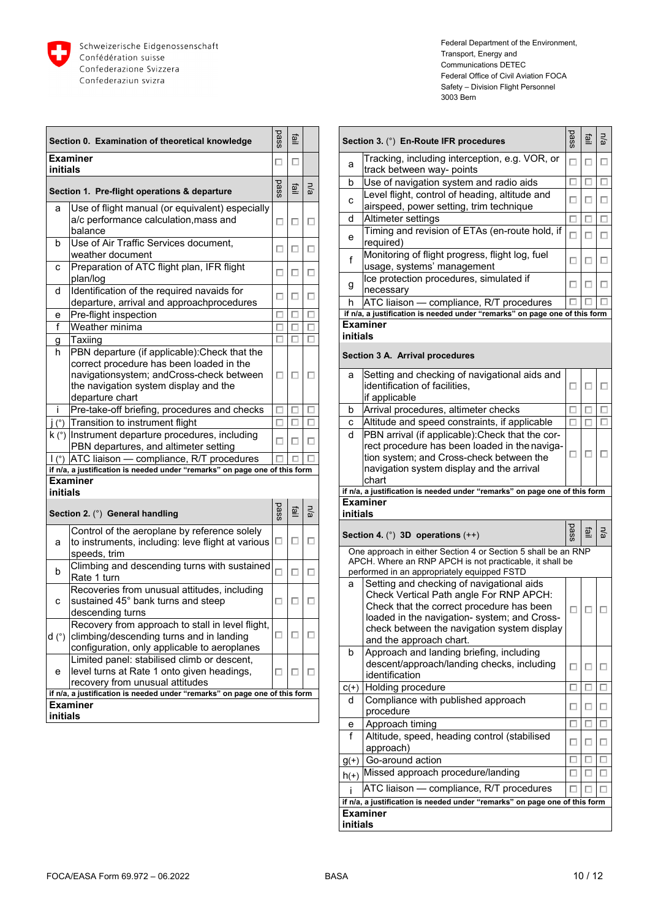Schweizerische Eidgenossenschaft
Confédération suisse
Confederazione Svizzera
Confederaziun svizra

Federal Department of the Environment, Transport, Energy and Communications DETEC
Federal Office of Civil Aviation FOCA
Safety – Division Flight Personnel
3003 Bern

| Section 0. Examination of theoretical knowledge | pass | fail |
|---|---|---|
| **Examiner initials** | ☐ | ☐ |

| | Section 1. Pre-flight operations & departure | pass | fail | n/a |
|---|---|---|---|---|
| a | Use of flight manual (or equivalent) especially a/c performance calculation,mass and balance | ☐ | ☐ | ☐ |
| b | Use of Air Traffic Services document, weather document | ☐ | ☐ | ☐ |
| c | Preparation of ATC flight plan, IFR flight plan/log | ☐ | ☐ | ☐ |
| d | Identification of the required navaids for departure, arrival and approachprocedures | ☐ | ☐ | ☐ |
| e | Pre-flight inspection | ☐ | ☐ | ☐ |
| f | Weather minima | ☐ | ☐ | ☐ |
| g | Taxiing | ☐ | ☐ | ☐ |
| h | PBN departure (if applicable):Check that the correct procedure has been loaded in the navigationsystem; andCross-check between the navigation system display and the departure chart | ☐ | ☐ | ☐ |
| i | Pre-take-off briefing, procedures and checks | ☐ | ☐ | ☐ |
| j (°) | Transition to instrument flight | ☐ | ☐ | ☐ |
| k (°) | Instrument departure procedures, including PBN departures, and altimeter setting | ☐ | ☐ | ☐ |
| l (°) | ATC liaison — compliance, R/T procedures | ☐ | ☐ | ☐ |
| | **if n/a, a justification is needed under "remarks" on page one of this form** | | | |
| | **Examiner initials** | | | |

| | Section 2. (°) General handling | pass | fail | n/a |
|---|---|---|---|---|
| a | Control of the aeroplane by reference solely to instruments, including: leve flight at various speeds, trim | ☐ | ☐ | ☐ |
| b | Climbing and descending turns with sustained Rate 1 turn | ☐ | ☐ | ☐ |
| c | Recoveries from unusual attitudes, including sustained 45° bank turns and steep descending turns | ☐ | ☐ | ☐ |
| d (°) | Recovery from approach to stall in level flight, climbing/descending turns and in landing configuration, only applicable to aeroplanes | ☐ | ☐ | ☐ |
| e | Limited panel: stabilised climb or descent, level turns at Rate 1 onto given headings, recovery from unusual attitudes | ☐ | ☐ | ☐ |
| | **if n/a, a justification is needed under "remarks" on page one of this form** | | | |
| | **Examiner initials** | | | |

| | Section 3. (°) En-Route IFR procedures | pass | fail | n/a |
|---|---|---|---|---|
| a | Tracking, including interception, e.g. VOR, or track between way- points | ☐ | ☐ | ☐ |
| b | Use of navigation system and radio aids | ☐ | ☐ | ☐ |
| c | Level flight, control of heading, altitude and airspeed, power setting, trim technique | ☐ | ☐ | ☐ |
| d | Altimeter settings | ☐ | ☐ | ☐ |
| e | Timing and revision of ETAs (en-route hold, if required) | ☐ | ☐ | ☐ |
| f | Monitoring of flight progress, flight log, fuel usage, systems' management | ☐ | ☐ | ☐ |
| g | Ice protection procedures, simulated if necessary | ☐ | ☐ | ☐ |
| h | ATC liaison — compliance, R/T procedures | ☐ | ☐ | ☐ |
| | **if n/a, a justification is needed under "remarks" on page one of this form** | | | |
| | **Examiner initials** | | | |

| | Section 3 A. Arrival procedures | | | |
|---|---|---|---|---|
| a | Setting and checking of navigational aids and identification of facilities, if applicable | ☐ | ☐ | ☐ |
| b | Arrival procedures, altimeter checks | ☐ | ☐ | ☐ |
| c | Altitude and speed constraints, if applicable | ☐ | ☐ | ☐ |
| d | PBN arrival (if applicable):Check that the correct procedure has been loaded in the navigation system; and Cross-check between the navigation system display and the arrival chart | ☐ | ☐ | ☐ |
| | **if n/a, a justification is needed under "remarks" on page one of this form** | | | |
| | **Examiner initials** | | | |

| | Section 4. (°) 3D operations (++) | pass | fail | n/a |
|---|---|---|---|---|
| | One approach in either Section 4 or Section 5 shall be an RNP APCH. Where an RNP APCH is not practicable, it shall be performed in an appropriately equipped FSTD | | | |
| a | Setting and checking of navigational aids Check Vertical Path angle For RNP APCH: Check that the correct procedure has been loaded in the navigation- system; and Cross-check between the navigation system display and the approach chart. | ☐ | ☐ | ☐ |
| b | Approach and landing briefing, including descent/approach/landing checks, including identification | ☐ | ☐ | ☐ |
| c(+) | Holding procedure | ☐ | ☐ | ☐ |
| d | Compliance with published approach procedure | ☐ | ☐ | ☐ |
| e | Approach timing | ☐ | ☐ | ☐ |
| f | Altitude, speed, heading control (stabilised approach) | ☐ | ☐ | ☐ |
| g(+) | Go-around action | ☐ | ☐ | ☐ |
| h(+) | Missed approach procedure/landing | ☐ | ☐ | ☐ |
| i | ATC liaison — compliance, R/T procedures | ☐ | ☐ | ☐ |
| | **if n/a, a justification is needed under "remarks" on page one of this form** | | | |
| | **Examiner initials** | | | |

FOCA/EASA Form 69.972 – 06.2022 BASA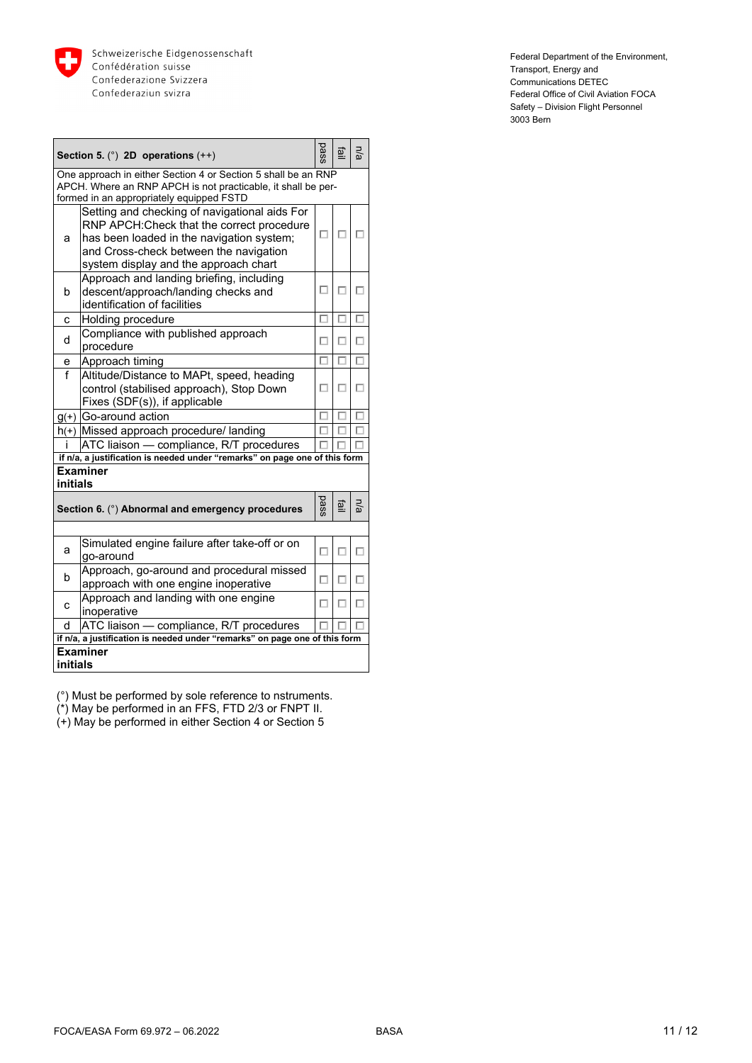Schweizerische Eidgenossenschaft
Confédération suisse
Confederazione Svizzera
Confederaziun svizra

Federal Department of the Environment, Transport, Energy and Communications DETEC
Federal Office of Civil Aviation FOCA
Safety – Division Flight Personnel
3003 Bern

| | **Section 5.** (°) **2D operations** (++) | pass | fail | n/a |
|---|---|---|---|---|
| | One approach in either Section 4 or Section 5 shall be an RNP APCH. Where an RNP APCH is not practicable, it shall be performed in an appropriately equipped FSTD | | | |
| a | Setting and checking of navigational aids For RNP APCH:Check that the correct procedure has been loaded in the navigation system; and Cross-check between the navigation system display and the approach chart | ☐ | ☐ | ☐ |
| b | Approach and landing briefing, including descent/approach/landing checks and identification of facilities | ☐ | ☐ | ☐ |
| c | Holding procedure | ☐ | ☐ | ☐ |
| d | Compliance with published approach procedure | ☐ | ☐ | ☐ |
| e | Approach timing | ☐ | ☐ | ☐ |
| f | Altitude/Distance to MAPt, speed, heading control (stabilised approach), Stop Down Fixes (SDF(s)), if applicable | ☐ | ☐ | ☐ |
| g(+) | Go-around action | ☐ | ☐ | ☐ |
| h(+) | Missed approach procedure/ landing | ☐ | ☐ | ☐ |
| i | ATC liaison — compliance, R/T procedures | ☐ | ☐ | ☐ |
| | **if n/a, a justification is needed under "remarks" on page one of this form** | | | |
| | **Examiner initials** | | | |

| | **Section 6.** (°) **Abnormal and emergency procedures** | pass | fail | n/a |
|---|---|---|---|---|
| a | Simulated engine failure after take-off or on go-around | ☐ | ☐ | ☐ |
| b | Approach, go-around and procedural missed approach with one engine inoperative | ☐ | ☐ | ☐ |
| c | Approach and landing with one engine inoperative | ☐ | ☐ | ☐ |
| d | ATC liaison — compliance, R/T procedures | ☐ | ☐ | ☐ |
| | **if n/a, a justification is needed under "remarks" on page one of this form** | | | |
| | **Examiner initials** | | | |

(°) Must be performed by sole reference to nstruments.
(*) May be performed in an FFS, FTD 2/3 or FNPT II.
(+) May be performed in either Section 4 or Section 5

FOCA/EASA Form 69.972 – 06.2022 BASA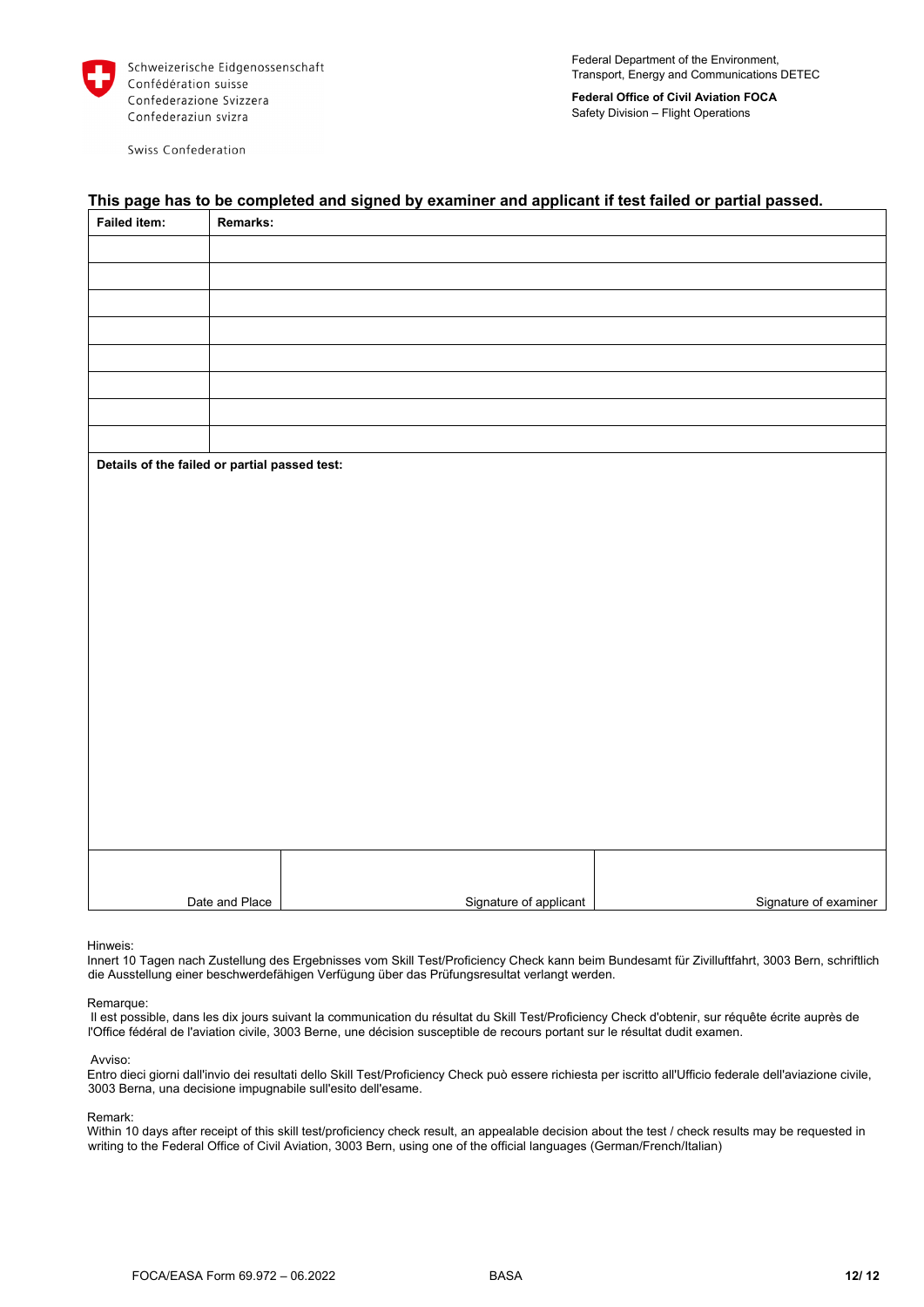Schweizerische Eidgenossenschaft
Confédération suisse
Confederazione Svizzera
Confederaziun svizra

Swiss Confederation

Federal Department of the Environment, Transport, Energy and Communications DETEC

**Federal Office of Civil Aviation FOCA**
Safety Division – Flight Operations

**This page has to be completed and signed by examiner and applicant if test failed or partial passed.**

| Failed item: | Remarks: |
|---|---|
| | |
| | |
| | |
| | |
| | |
| | |
| | |
| | |

**Details of the failed or partial passed test:**

| Date and Place | Signature of applicant | Signature of examiner |
|---|---|---|
| | | |

Hinweis:
Innert 10 Tagen nach Zustellung des Ergebnisses vom Skill Test/Proficiency Check kann beim Bundesamt für Zivilluftfahrt, 3003 Bern, schriftlich die Ausstellung einer beschwerdefähigen Verfügung über das Prüfungsresultat verlangt werden.

Remarque:
Il est possible, dans les dix jours suivant la communication du résultat du Skill Test/Proficiency Check d'obtenir, sur réquête écrite auprès de l'Office fédéral de l'aviation civile, 3003 Berne, une décision susceptible de recours portant sur le résultat dudit examen.

Avviso:
Entro dieci giorni dall'invio dei resultati dello Skill Test/Proficiency Check può essere richiesta per iscritto all'Ufficio federale dell'aviazione civile, 3003 Berna, una decisione impugnabile sull'esito dell'esame.

Remark:
Within 10 days after receipt of this skill test/proficiency check result, an appealable decision about the test / check results may be requested in writing to the Federal Office of Civil Aviation, 3003 Bern, using one of the official languages (German/French/Italian)

FOCA/EASA Form 69.972 – 06.2022 BASA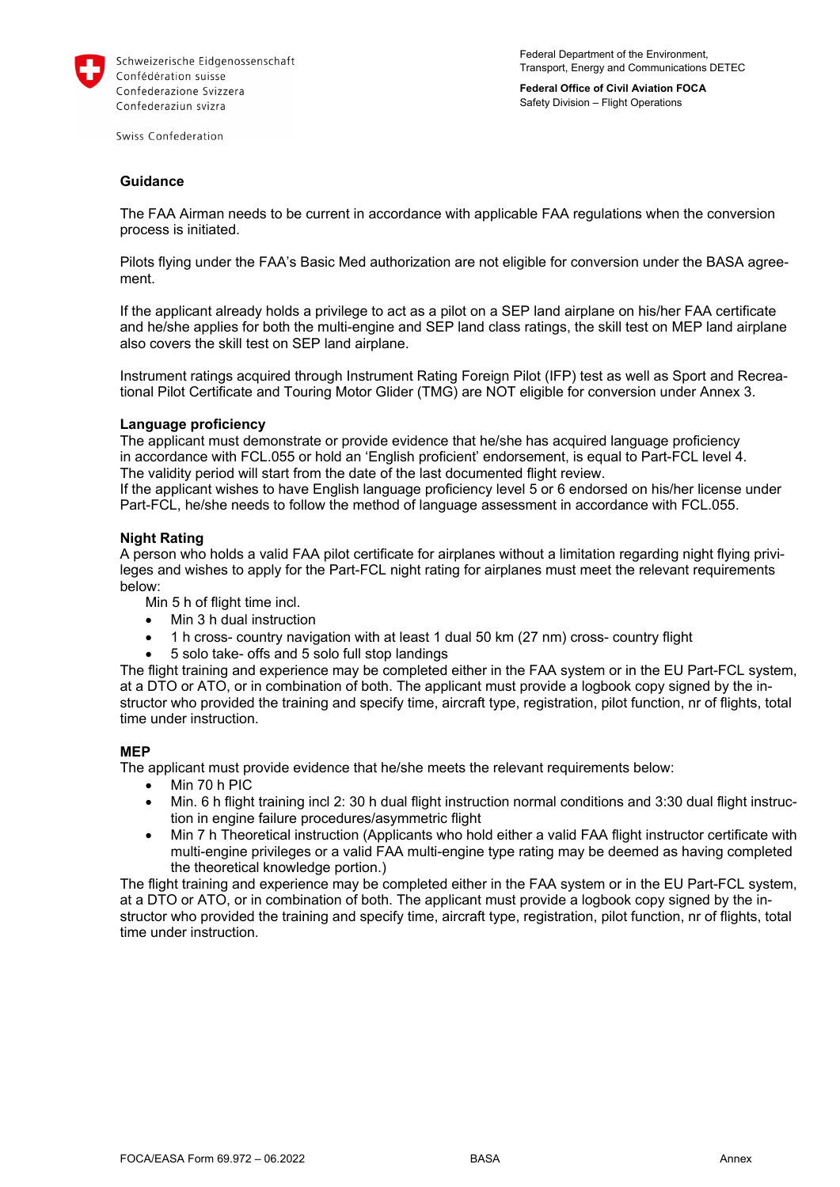## Guidance

The FAA Airman needs to be current in accordance with applicable FAA regulations when the conversion process is initiated.

Pilots flying under the FAA's Basic Med authorization are not eligible for conversion under the BASA agreement.

If the applicant already holds a privilege to act as a pilot on a SEP land airplane on his/her FAA certificate and he/she applies for both the multi-engine and SEP land class ratings, the skill test on MEP land airplane also covers the skill test on SEP land airplane.

Instrument ratings acquired through Instrument Rating Foreign Pilot (IFP) test as well as Sport and Recreational Pilot Certificate and Touring Motor Glider (TMG) are NOT eligible for conversion under Annex 3.

**Language proficiency**
The applicant must demonstrate or provide evidence that he/she has acquired language proficiency in accordance with FCL.055 or hold an 'English proficient' endorsement, is equal to Part-FCL level 4. The validity period will start from the date of the last documented flight review.
If the applicant wishes to have English language proficiency level 5 or 6 endorsed on his/her license under Part-FCL, he/she needs to follow the method of language assessment in accordance with FCL.055.

**Night Rating**
A person who holds a valid FAA pilot certificate for airplanes without a limitation regarding night flying privileges and wishes to apply for the Part-FCL night rating for airplanes must meet the relevant requirements below:

Min 5 h of flight time incl.

- Min 3 h dual instruction
- 1 h cross- country navigation with at least 1 dual 50 km (27 nm) cross- country flight
- 5 solo take- offs and 5 solo full stop landings

The flight training and experience may be completed either in the FAA system or in the EU Part-FCL system, at a DTO or ATO, or in combination of both. The applicant must provide a logbook copy signed by the instructor who provided the training and specify time, aircraft type, registration, pilot function, nr of flights, total time under instruction.

**MEP**
The applicant must provide evidence that he/she meets the relevant requirements below:

- Min 70 h PIC
- Min. 6 h flight training incl 2: 30 h dual flight instruction normal conditions and 3:30 dual flight instruction in engine failure procedures/asymmetric flight
- Min 7 h Theoretical instruction (Applicants who hold either a valid FAA flight instructor certificate with multi-engine privileges or a valid FAA multi-engine type rating may be deemed as having completed the theoretical knowledge portion.)

The flight training and experience may be completed either in the FAA system or in the EU Part-FCL system, at a DTO or ATO, or in combination of both. The applicant must provide a logbook copy signed by the instructor who provided the training and specify time, aircraft type, registration, pilot function, nr of flights, total time under instruction.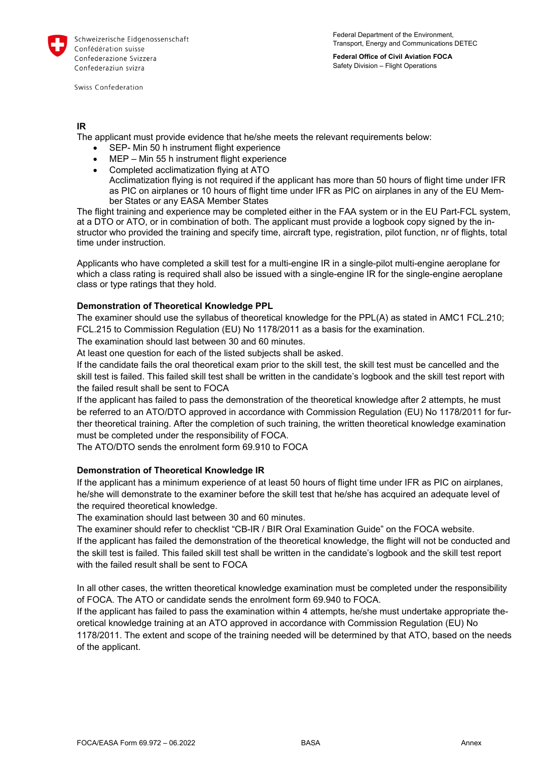## IR

The applicant must provide evidence that he/she meets the relevant requirements below:

- SEP- Min 50 h instrument flight experience
- MEP – Min 55 h instrument flight experience
- Completed acclimatization flying at ATO
  Acclimatization flying is not required if the applicant has more than 50 hours of flight time under IFR as PIC on airplanes or 10 hours of flight time under IFR as PIC on airplanes in any of the EU Member States or any EASA Member States

The flight training and experience may be completed either in the FAA system or in the EU Part-FCL system, at a DTO or ATO, or in combination of both. The applicant must provide a logbook copy signed by the instructor who provided the training and specify time, aircraft type, registration, pilot function, nr of flights, total time under instruction.

Applicants who have completed a skill test for a multi-engine IR in a single-pilot multi-engine aeroplane for which a class rating is required shall also be issued with a single-engine IR for the single-engine aeroplane class or type ratings that they hold.

**Demonstration of Theoretical Knowledge PPL**

The examiner should use the syllabus of theoretical knowledge for the PPL(A) as stated in AMC1 FCL.210; FCL.215 to Commission Regulation (EU) No 1178/2011 as a basis for the examination.

The examination should last between 30 and 60 minutes.

At least one question for each of the listed subjects shall be asked.

If the candidate fails the oral theoretical exam prior to the skill test, the skill test must be cancelled and the skill test is failed. This failed skill test shall be written in the candidate's logbook and the skill test report with the failed result shall be sent to FOCA

If the applicant has failed to pass the demonstration of the theoretical knowledge after 2 attempts, he must be referred to an ATO/DTO approved in accordance with Commission Regulation (EU) No 1178/2011 for further theoretical training. After the completion of such training, the written theoretical knowledge examination must be completed under the responsibility of FOCA.

The ATO/DTO sends the enrolment form 69.910 to FOCA

**Demonstration of Theoretical Knowledge IR**

If the applicant has a minimum experience of at least 50 hours of flight time under IFR as PIC on airplanes, he/she will demonstrate to the examiner before the skill test that he/she has acquired an adequate level of the required theoretical knowledge.

The examination should last between 30 and 60 minutes.

The examiner should refer to checklist "CB-IR / BIR Oral Examination Guide" on the FOCA website.

If the applicant has failed the demonstration of the theoretical knowledge, the flight will not be conducted and the skill test is failed. This failed skill test shall be written in the candidate's logbook and the skill test report with the failed result shall be sent to FOCA

In all other cases, the written theoretical knowledge examination must be completed under the responsibility of FOCA. The ATO or candidate sends the enrolment form 69.940 to FOCA.

If the applicant has failed to pass the examination within 4 attempts, he/she must undertake appropriate theoretical knowledge training at an ATO approved in accordance with Commission Regulation (EU) No 1178/2011. The extent and scope of the training needed will be determined by that ATO, based on the needs of the applicant.